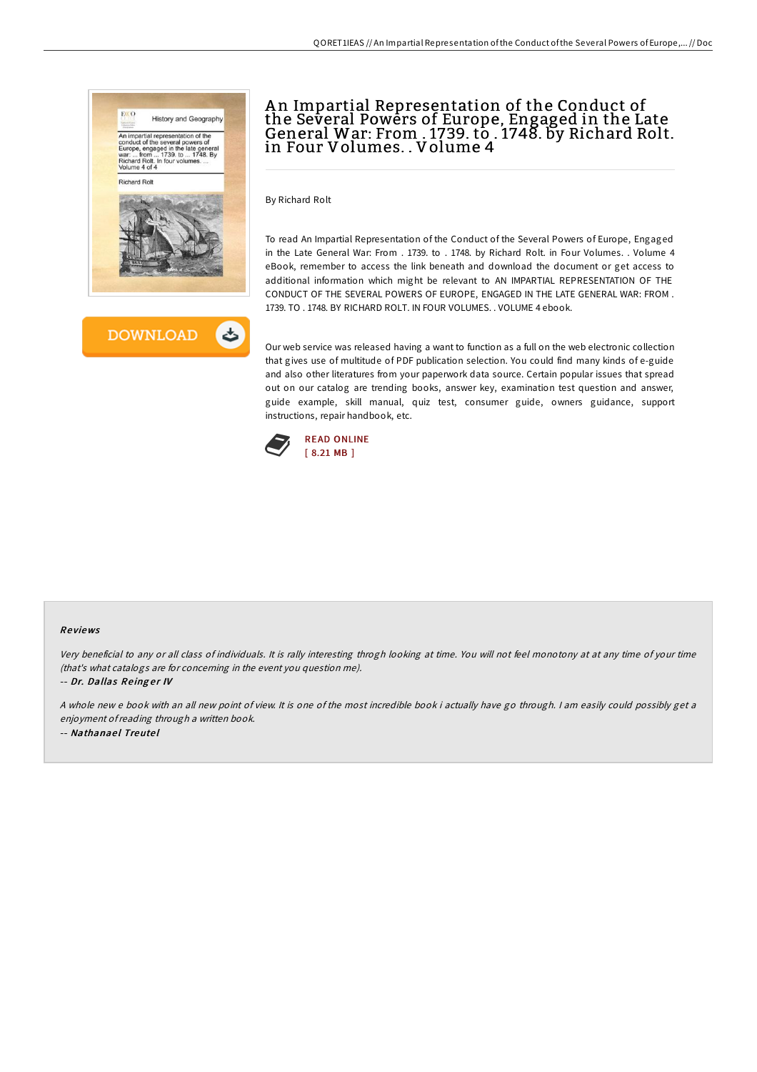# An Impartial Representation of the Conduct of the Several Powers of Europe, Engaged in the Late General War: From . 1739. to . 1748. by Richard Rolt. in Four Volumes. . Volume 4

By Richard Rolt

To read An Impartial Representation of the Conduct of the Several Powers of Europe, Engaged in the Late General War: From . 1739. to . 1748. by Richard Rolt. in Four Volumes. . Volume 4 eBook, remember to access the link beneath and download the document or get access to additional information which might be relevant to AN IMPARTIAL REPRESENTATION OF THE CONDUCT OF THE SEVERAL POWERS OF EUROPE, ENGAGED IN THE LATE GENERAL WAR: FROM . 1739. TO . 1748. BY RICHARD ROLT. IN FOUR VOLUMES. . VOLUME 4 ebook.

Our web service was released having a want to function as a full on the web electronic collection that gives use of multitude of PDF publication selection. You could find many kinds of e-guide and also other literatures from your paperwork data source. Certain popular issues that spread out on our catalog are trending books, answer key, examination test question and answer, guide example, skill manual, quiz test, consumer guide, owners guidance, support instructions, repair handbook, etc.

READ ONLINE
[ 8.21 MB ]

## Reviews

*Very beneficial to any or all class of individuals. It is rally interesting throgh looking at time. You will not feel monotony at at any time of your time (that's what catalogs are for concerning in the event you question me).*

-- ***Dr. Dallas Reinger IV***

*A whole new e book with an all new point of view. It is one of the most incredible book i actually have go through. I am easily could possibly get a enjoyment of reading through a written book.*

-- ***Nathanael Treutel***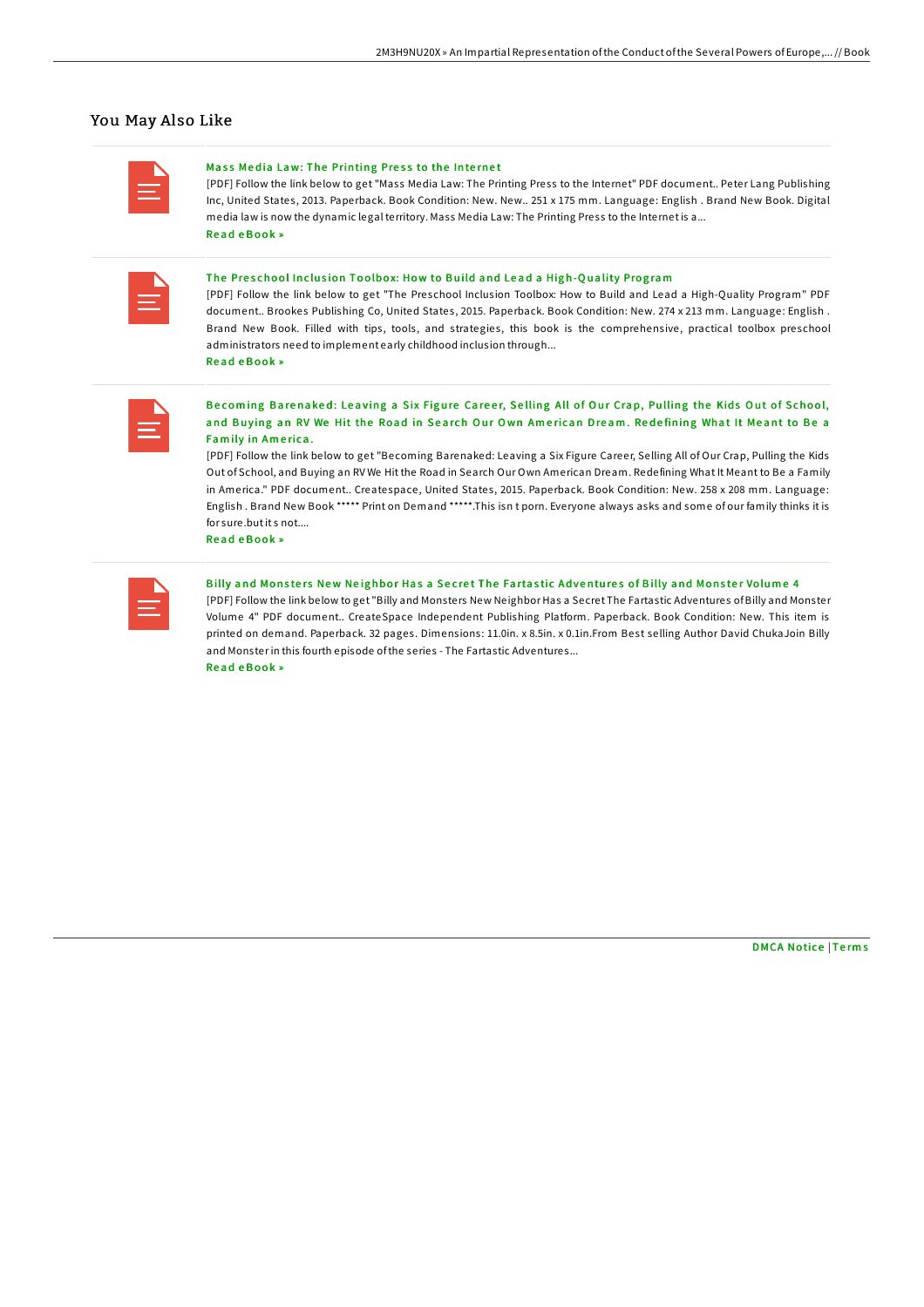## You May Also Like

### Mass Media Law: The Printing Press to the Internet

[PDF] Follow the link below to get "Mass Media Law: The Printing Press to the Internet" PDF document.. Peter Lang Publishing Inc, United States, 2013. Paperback. Book Condition: New. New.. 251 x 175 mm. Language: English . Brand New Book. Digital media law is now the dynamic legal territory. Mass Media Law: The Printing Press to the Internet is a...

Read eBook »

### The Preschool Inclusion Toolbox: How to Build and Lead a High-Quality Program

[PDF] Follow the link below to get "The Preschool Inclusion Toolbox: How to Build and Lead a High-Quality Program" PDF document.. Brookes Publishing Co, United States, 2015. Paperback. Book Condition: New. 274 x 213 mm. Language: English . Brand New Book. Filled with tips, tools, and strategies, this book is the comprehensive, practical toolbox preschool administrators need to implement early childhood inclusion through...

Read eBook »

### Becoming Barenaked: Leaving a Six Figure Career, Selling All of Our Crap, Pulling the Kids Out of School, and Buying an RV We Hit the Road in Search Our Own American Dream. Redefining What It Meant to Be a Family in America.

[PDF] Follow the link below to get "Becoming Barenaked: Leaving a Six Figure Career, Selling All of Our Crap, Pulling the Kids Out of School, and Buying an RV We Hit the Road in Search Our Own American Dream. Redefining What It Meant to Be a Family in America." PDF document.. Createspace, United States, 2015. Paperback. Book Condition: New. 258 x 208 mm. Language: English . Brand New Book ***** Print on Demand *****.This isn t porn. Everyone always asks and some of our family thinks it is for sure.but it s not....

Read eBook »

### Billy and Monsters New Neighbor Has a Secret The Fartastic Adventures of Billy and Monster Volume 4

[PDF] Follow the link below to get "Billy and Monsters New Neighbor Has a Secret The Fartastic Adventures of Billy and Monster Volume 4" PDF document.. CreateSpace Independent Publishing Platform. Paperback. Book Condition: New. This item is printed on demand. Paperback. 32 pages. Dimensions: 11.0in. x 8.5in. x 0.1in.From Best selling Author David ChukaJoin Billy and Monster in this fourth episode of the series - The Fartastic Adventures...

Read eBook »

DMCA Notice | Terms